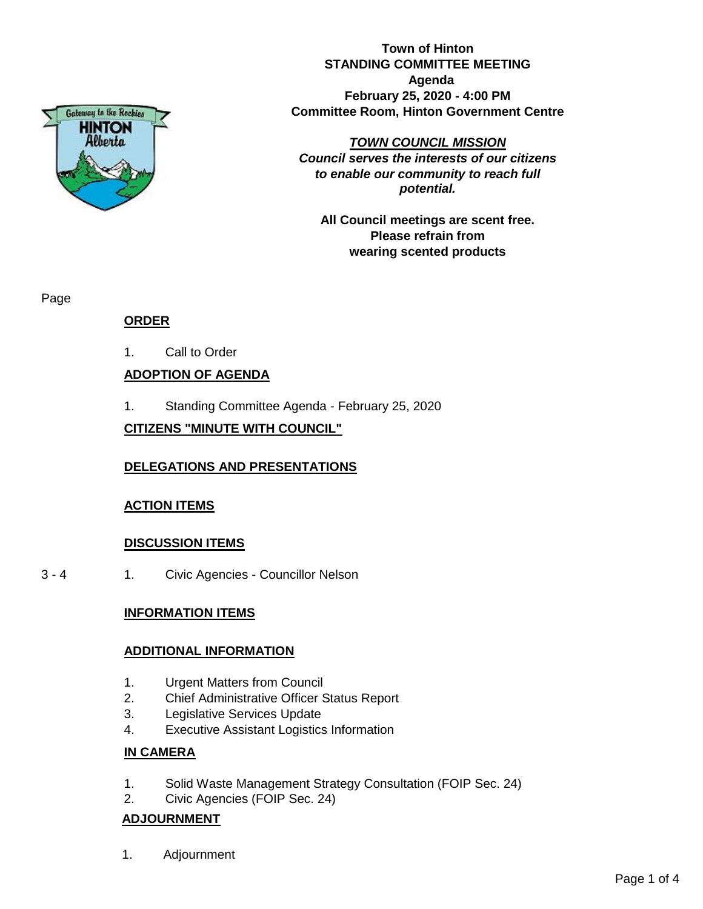**Town of Hinton**
**STANDING COMMITTEE MEETING**
**Agenda**
**February 25, 2020 - 4:00 PM**
**Committee Room, Hinton Government Centre**

***TOWN COUNCIL MISSION***
***Council serves the interests of our citizens to enable our community to reach full potential.***

**All Council meetings are scent free. Please refrain from wearing scented products**

Page

## ORDER

1. Call to Order

## ADOPTION OF AGENDA

1. Standing Committee Agenda - February 25, 2020

## CITIZENS "MINUTE WITH COUNCIL"

## DELEGATIONS AND PRESENTATIONS

## ACTION ITEMS

## DISCUSSION ITEMS

3 - 4 1. Civic Agencies - Councillor Nelson

## INFORMATION ITEMS

## ADDITIONAL INFORMATION

1. Urgent Matters from Council
2. Chief Administrative Officer Status Report
3. Legislative Services Update
4. Executive Assistant Logistics Information

## IN CAMERA

1. Solid Waste Management Strategy Consultation (FOIP Sec. 24)
2. Civic Agencies (FOIP Sec. 24)

## ADJOURNMENT

1. Adjournment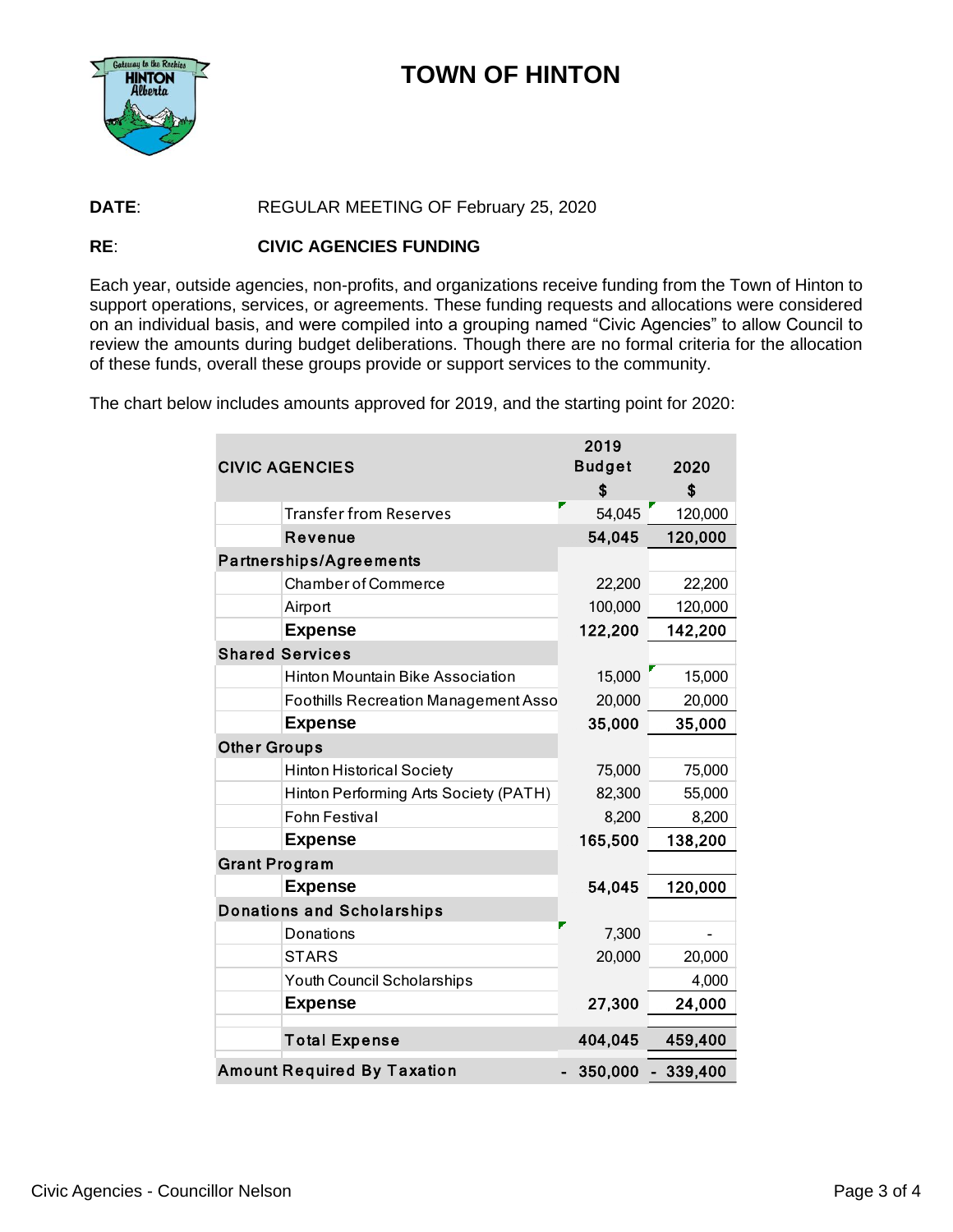# TOWN OF HINTON

**DATE**: REGULAR MEETING OF February 25, 2020

**RE**: **CIVIC AGENCIES FUNDING**

Each year, outside agencies, non-profits, and organizations receive funding from the Town of Hinton to support operations, services, or agreements. These funding requests and allocations were considered on an individual basis, and were compiled into a grouping named "Civic Agencies" to allow Council to review the amounts during budget deliberations. Though there are no formal criteria for the allocation of these funds, overall these groups provide or support services to the community.

The chart below includes amounts approved for 2019, and the starting point for 2020:

| CIVIC AGENCIES | | 2019 Budget $ | 2020 $ |
|---|---|---|---|
| | Transfer from Reserves | 54,045 | 120,000 |
| | **Revenue** | **54,045** | **120,000** |
| **Partnerships/Agreements** | | | |
| | Chamber of Commerce | 22,200 | 22,200 |
| | Airport | 100,000 | 120,000 |
| | **Expense** | **122,200** | **142,200** |
| **Shared Services** | | | |
| | Hinton Mountain Bike Association | 15,000 | 15,000 |
| | Foothills Recreation Management Asso | 20,000 | 20,000 |
| | **Expense** | **35,000** | **35,000** |
| **Other Groups** | | | |
| | Hinton Historical Society | 75,000 | 75,000 |
| | Hinton Performing Arts Society (PATH) | 82,300 | 55,000 |
| | Fohn Festival | 8,200 | 8,200 |
| | **Expense** | **165,500** | **138,200** |
| **Grant Program** | | | |
| | **Expense** | **54,045** | **120,000** |
| **Donations and Scholarships** | | | |
| | Donations | 7,300 | - |
| | STARS | 20,000 | 20,000 |
| | Youth Council Scholarships | | 4,000 |
| | **Expense** | **27,300** | **24,000** |
| | **Total Expense** | **404,045** | **459,400** |
| **Amount Required By Taxation** | | **- 350,000** | **- 339,400** |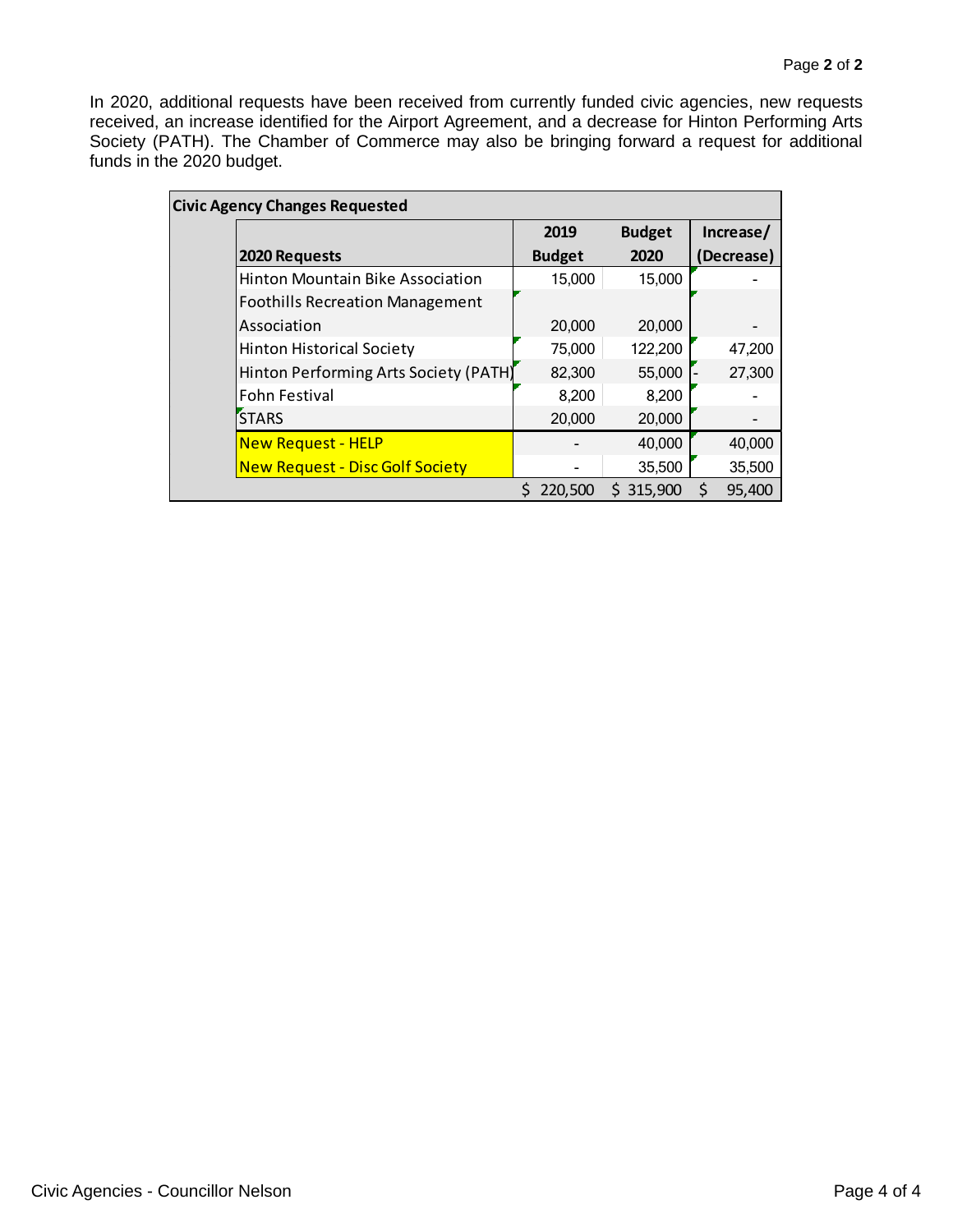In 2020, additional requests have been received from currently funded civic agencies, new requests received, an increase identified for the Airport Agreement, and a decrease for Hinton Performing Arts Society (PATH). The Chamber of Commerce may also be bringing forward a request for additional funds in the 2020 budget.

| Civic Agency Changes Requested | | | |
|---|---|---|---|
| 2020 Requests | 2019 Budget | Budget 2020 | Increase/ (Decrease) |
| Hinton Mountain Bike Association | 15,000 | 15,000 | - |
| Foothills Recreation Management Association | 20,000 | 20,000 | - |
| Hinton Historical Society | 75,000 | 122,200 | 47,200 |
| Hinton Performing Arts Society (PATH) | 82,300 | 55,000 | - 27,300 |
| Fohn Festival | 8,200 | 8,200 | - |
| STARS | 20,000 | 20,000 | - |
| New Request - HELP | - | 40,000 | 40,000 |
| New Request - Disc Golf Society | - | 35,500 | 35,500 |
| | $ 220,500 | $ 315,900 | $ 95,400 |